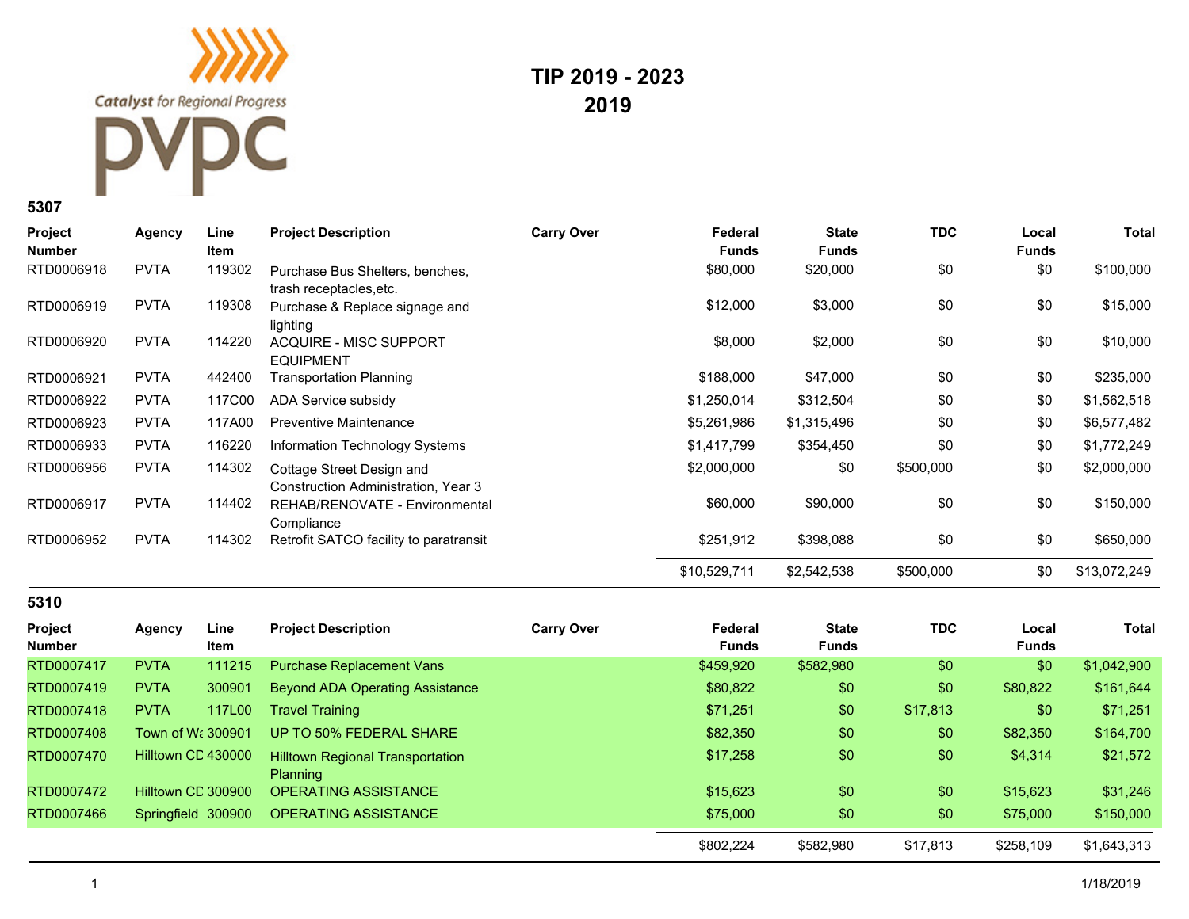Catalyst for Regional Progress

PVPC

# TIP 2019 - 2023
# 2019

## 5307

| Project Number | Agency | Line Item | Project Description | Carry Over | Federal Funds | State Funds | TDC | Local Funds | Total |
|---|---|---|---|---|---|---|---|---|---|
| RTD0006918 | PVTA | 119302 | Purchase Bus Shelters, benches, trash receptacles,etc. | | $80,000 | $20,000 | $0 | $0 | $100,000 |
| RTD0006919 | PVTA | 119308 | Purchase & Replace signage and lighting | | $12,000 | $3,000 | $0 | $0 | $15,000 |
| RTD0006920 | PVTA | 114220 | ACQUIRE - MISC SUPPORT EQUIPMENT | | $8,000 | $2,000 | $0 | $0 | $10,000 |
| RTD0006921 | PVTA | 442400 | Transportation Planning | | $188,000 | $47,000 | $0 | $0 | $235,000 |
| RTD0006922 | PVTA | 117C00 | ADA Service subsidy | | $1,250,014 | $312,504 | $0 | $0 | $1,562,518 |
| RTD0006923 | PVTA | 117A00 | Preventive Maintenance | | $5,261,986 | $1,315,496 | $0 | $0 | $6,577,482 |
| RTD0006933 | PVTA | 116220 | Information Technology Systems | | $1,417,799 | $354,450 | $0 | $0 | $1,772,249 |
| RTD0006956 | PVTA | 114302 | Cottage Street Design and Construction Administration, Year 3 | | $2,000,000 | $0 | $500,000 | $0 | $2,000,000 |
| RTD0006917 | PVTA | 114402 | REHAB/RENOVATE - Environmental Compliance | | $60,000 | $90,000 | $0 | $0 | $150,000 |
| RTD0006952 | PVTA | 114302 | Retrofit SATCO facility to paratransit | | $251,912 | $398,088 | $0 | $0 | $650,000 |
| | | | | | $10,529,711 | $2,542,538 | $500,000 | $0 | $13,072,249 |

## 5310

| Project Number | Agency | Line Item | Project Description | Carry Over | Federal Funds | State Funds | TDC | Local Funds | Total |
|---|---|---|---|---|---|---|---|---|---|
| RTD0007417 | PVTA | 111215 | Purchase Replacement Vans | | $459,920 | $582,980 | $0 | $0 | $1,042,900 |
| RTD0007419 | PVTA | 300901 | Beyond ADA Operating Assistance | | $80,822 | $0 | $0 | $80,822 | $161,644 |
| RTD0007418 | PVTA | 117L00 | Travel Training | | $71,251 | $0 | $17,813 | $0 | $71,251 |
| RTD0007408 | Town of Wa | 300901 | UP TO 50% FEDERAL SHARE | | $82,350 | $0 | $0 | $82,350 | $164,700 |
| RTD0007470 | Hilltown CD | 430000 | Hilltown Regional Transportation Planning | | $17,258 | $0 | $0 | $4,314 | $21,572 |
| RTD0007472 | Hilltown CD | 300900 | OPERATING ASSISTANCE | | $15,623 | $0 | $0 | $15,623 | $31,246 |
| RTD0007466 | Springfield | 300900 | OPERATING ASSISTANCE | | $75,000 | $0 | $0 | $75,000 | $150,000 |
| | | | | | $802,224 | $582,980 | $17,813 | $258,109 | $1,643,313 |

1/18/2019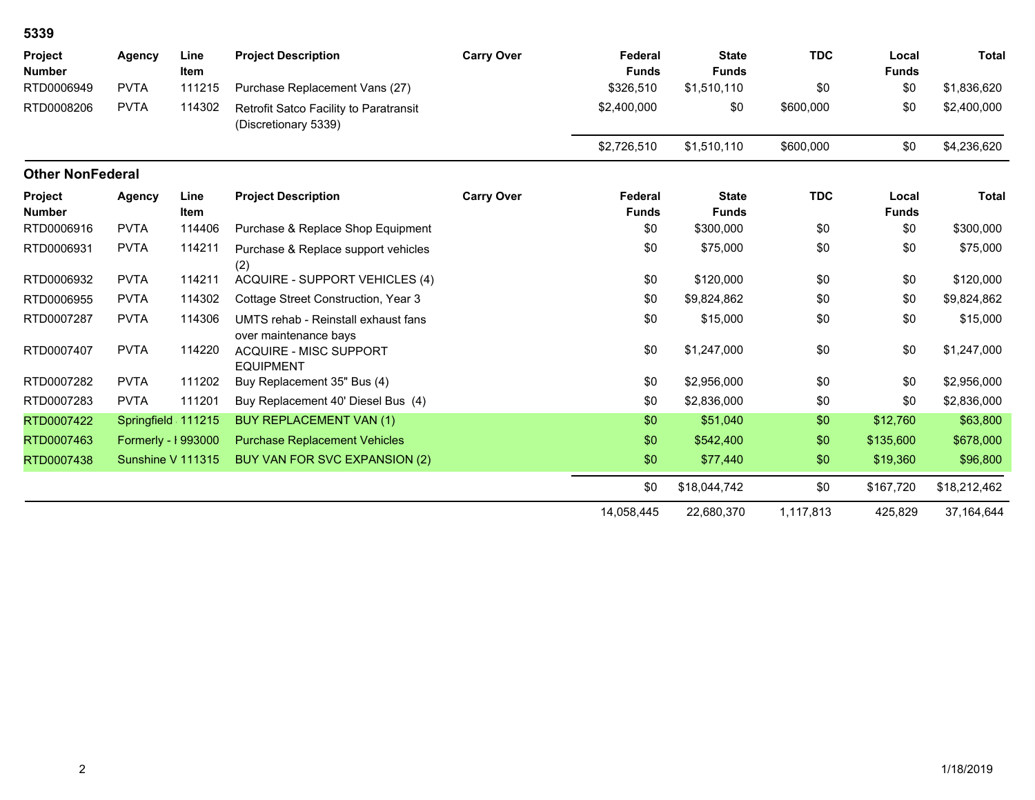## 5339

| Project Number | Agency | Line Item | Project Description | Carry Over | Federal Funds | State Funds | TDC | Local Funds | Total |
|---|---|---|---|---|---|---|---|---|---|
| RTD0006949 | PVTA | 111215 | Purchase Replacement Vans (27) | | $326,510 | $1,510,110 | $0 | $0 | $1,836,620 |
| RTD0008206 | PVTA | 114302 | Retrofit Satco Facility to Paratransit (Discretionary 5339) | | $2,400,000 | $0 | $600,000 | $0 | $2,400,000 |
| | | | | | $2,726,510 | $1,510,110 | $600,000 | $0 | $4,236,620 |

## Other NonFederal

| Project Number | Agency | Line Item | Project Description | Carry Over | Federal Funds | State Funds | TDC | Local Funds | Total |
|---|---|---|---|---|---|---|---|---|---|
| RTD0006916 | PVTA | 114406 | Purchase & Replace Shop Equipment | | $0 | $300,000 | $0 | $0 | $300,000 |
| RTD0006931 | PVTA | 114211 | Purchase & Replace support vehicles (2) | | $0 | $75,000 | $0 | $0 | $75,000 |
| RTD0006932 | PVTA | 114211 | ACQUIRE - SUPPORT VEHICLES (4) | | $0 | $120,000 | $0 | $0 | $120,000 |
| RTD0006955 | PVTA | 114302 | Cottage Street Construction, Year 3 | | $0 | $9,824,862 | $0 | $0 | $9,824,862 |
| RTD0007287 | PVTA | 114306 | UMTS rehab - Reinstall exhaust fans over maintenance bays | | $0 | $15,000 | $0 | $0 | $15,000 |
| RTD0007407 | PVTA | 114220 | ACQUIRE - MISC SUPPORT EQUIPMENT | | $0 | $1,247,000 | $0 | $0 | $1,247,000 |
| RTD0007282 | PVTA | 111202 | Buy Replacement 35" Bus (4) | | $0 | $2,956,000 | $0 | $0 | $2,956,000 |
| RTD0007283 | PVTA | 111201 | Buy Replacement 40' Diesel Bus (4) | | $0 | $2,836,000 | $0 | $0 | $2,836,000 |
| RTD0007422 | Springfield | 111215 | BUY REPLACEMENT VAN (1) | | $0 | $51,040 | $0 | $12,760 | $63,800 |
| RTD0007463 | Formerly - I | 993000 | Purchase Replacement Vehicles | | $0 | $542,400 | $0 | $135,600 | $678,000 |
| RTD0007438 | Sunshine V | 111315 | BUY VAN FOR SVC EXPANSION (2) | | $0 | $77,440 | $0 | $19,360 | $96,800 |
| | | | | | $0 | $18,044,742 | $0 | $167,720 | $18,212,462 |
| | | | | | 14,058,445 | 22,680,370 | 1,117,813 | 425,829 | 37,164,644 |

1/18/2019